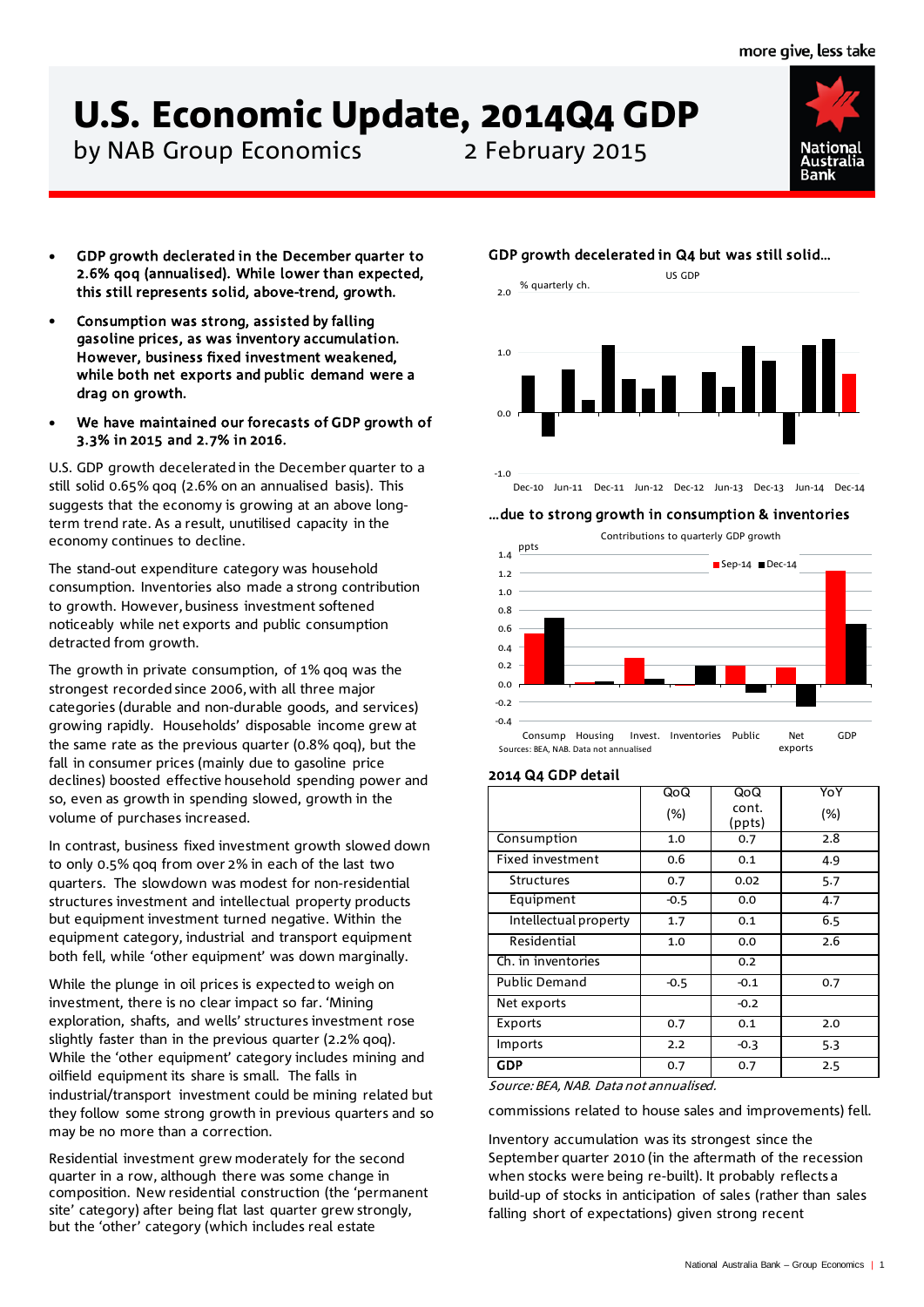# U.S. Economic Update, 2014Q4 GDP

by NAB Group Economics — 2 February 2015

- **GDP growth declerated in the December quarter to 2.6% qoq (annualised). While lower than expected, this still represents solid, above-trend, growth.**
- **Consumption was strong, assisted by falling gasoline prices, as was inventory accumulation. However, business fixed investment weakened, while both net exports and public demand were a drag on growth.**
- **We have maintained our forecasts of GDP growth of 3.3% in 2015 and 2.7% in 2016.**

U.S. GDP growth decelerated in the December quarter to a still solid 0.65% qoq (2.6% on an annualised basis). This suggests that the economy is growing at an above long-term trend rate. As a result, unutilised capacity in the economy continues to decline.

The stand-out expenditure category was household consumption. Inventories also made a strong contribution to growth. However, business investment softened noticeably while net exports and public consumption detracted from growth.

The growth in private consumption, of 1% qoq was the strongest recorded since 2006, with all three major categories (durable and non-durable goods, and services) growing rapidly. Households' disposable income grew at the same rate as the previous quarter (0.8% qoq), but the fall in consumer prices (mainly due to gasoline price declines) boosted effective household spending power and so, even as growth in spending slowed, growth in the volume of purchases increased.

In contrast, business fixed investment growth slowed down to only 0.5% qoq from over 2% in each of the last two quarters. The slowdown was modest for non-residential structures investment and intellectual property products but equipment investment turned negative. Within the equipment category, industrial and transport equipment both fell, while 'other equipment' was down marginally.

While the plunge in oil prices is expected to weigh on investment, there is no clear impact so far. 'Mining exploration, shafts, and wells' structures investment rose slightly faster than in the previous quarter (2.2% qoq). While the 'other equipment' category includes mining and oilfield equipment its share is small. The falls in industrial/transport investment could be mining related but they follow some strong growth in previous quarters and so may be no more than a correction.

Residential investment grew moderately for the second quarter in a row, although there was some change in composition. New residential construction (the 'permanent site' category) after being flat last quarter grew strongly, but the 'other' category (which includes real estate commissions related to house sales and improvements) fell.

Inventory accumulation was its strongest since the September quarter 2010 (in the aftermath of the recession when stocks were being re-built). It probably reflects a build-up of stocks in anticipation of sales (rather than sales falling short of expectations) given strong recent

### GDP growth decelerated in Q4 but was still solid...

US GDP — % quarterly ch. (Dec-10 to Dec-14)

### ...due to strong growth in consumption & inventories

Contributions to quarterly GDP growth (ppts; Sep-14, Dec-14): Consump, Housing, Invest., Inventories, Public, Net exports, GDP

Sources: BEA, NAB. Data not annualised

### 2014 Q4 GDP detail

| | QoQ (%) | QoQ cont. (ppts) | YoY (%) |
|---|---|---|---|
| Consumption | 1.0 | 0.7 | 2.8 |
| Fixed investment | 0.6 | 0.1 | 4.9 |
| Structures | 0.7 | 0.02 | 5.7 |
| Equipment | -0.5 | 0.0 | 4.7 |
| Intellectual property | 1.7 | 0.1 | 6.5 |
| Residential | 1.0 | 0.0 | 2.6 |
| Ch. in inventories | | 0.2 | |
| Public Demand | -0.5 | -0.1 | 0.7 |
| Net exports | | -0.2 | |
| Exports | 0.7 | 0.1 | 2.0 |
| Imports | 2.2 | -0.3 | 5.3 |
| **GDP** | 0.7 | 0.7 | 2.5 |

*Source: BEA, NAB. Data not annualised.*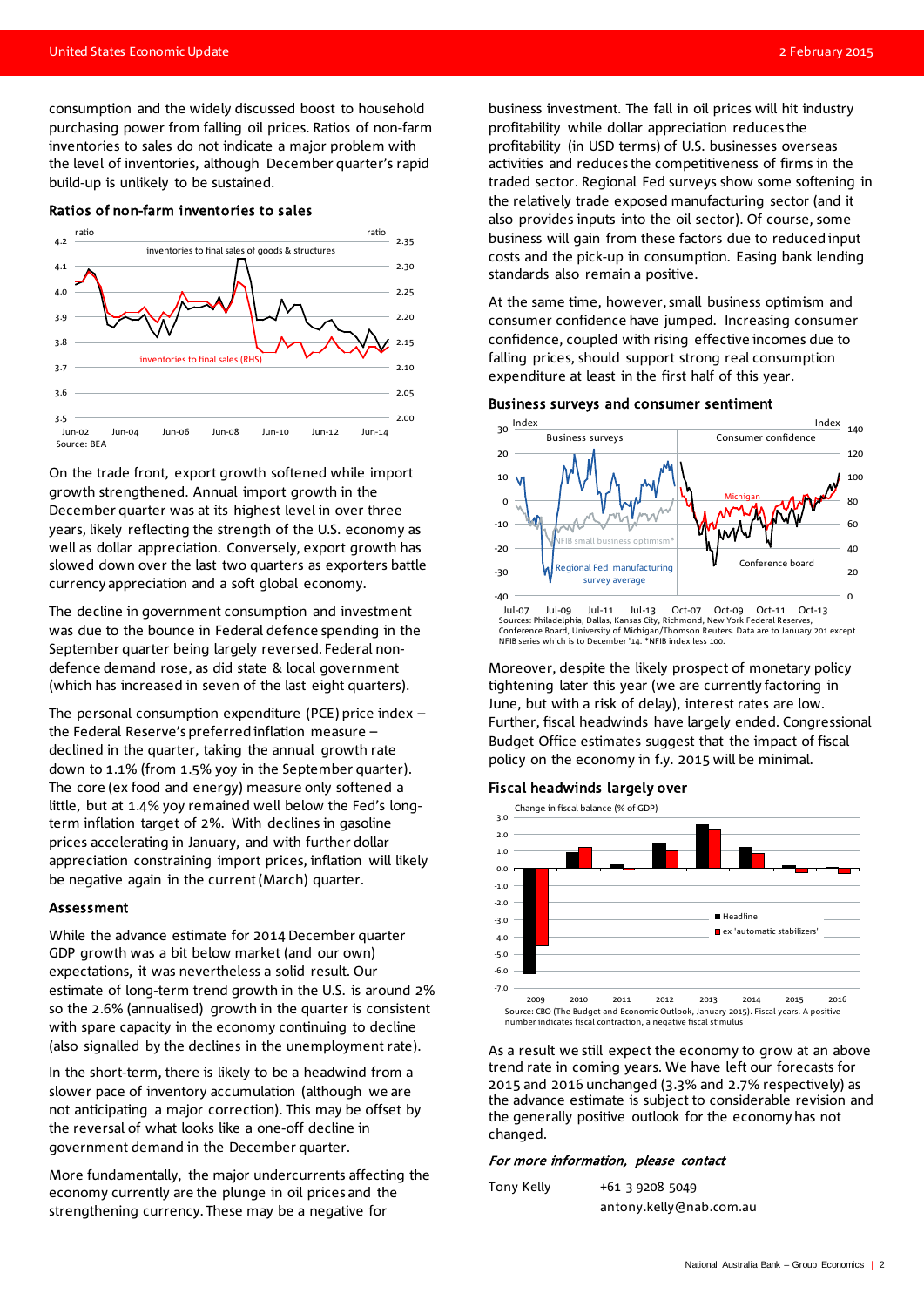consumption and the widely discussed boost to household purchasing power from falling oil prices. Ratios of non-farm inventories to sales do not indicate a major problem with the level of inventories, although December quarter's rapid build-up is unlikely to be sustained.

### Ratios of non-farm inventories to sales

Source: BEA

On the trade front, export growth softened while import growth strengthened. Annual import growth in the December quarter was at its highest level in over three years, likely reflecting the strength of the U.S. economy as well as dollar appreciation. Conversely, export growth has slowed down over the last two quarters as exporters battle currency appreciation and a soft global economy.

The decline in government consumption and investment was due to the bounce in Federal defence spending in the September quarter being largely reversed. Federal non-defence demand rose, as did state & local government (which has increased in seven of the last eight quarters).

The personal consumption expenditure (PCE) price index – the Federal Reserve's preferred inflation measure – declined in the quarter, taking the annual growth rate down to 1.1% (from 1.5% yoy in the September quarter). The core (ex food and energy) measure only softened a little, but at 1.4% yoy remained well below the Fed's long-term inflation target of 2%. With declines in gasoline prices accelerating in January, and with further dollar appreciation constraining import prices, inflation will likely be negative again in the current (March) quarter.

### Assessment

While the advance estimate for 2014 December quarter GDP growth was a bit below market (and our own) expectations, it was nevertheless a solid result. Our estimate of long-term trend growth in the U.S. is around 2% so the 2.6% (annualised) growth in the quarter is consistent with spare capacity in the economy continuing to decline (also signalled by the declines in the unemployment rate).

In the short-term, there is likely to be a headwind from a slower pace of inventory accumulation (although we are not anticipating a major correction). This may be offset by the reversal of what looks like a one-off decline in government demand in the December quarter.

More fundamentally, the major undercurrents affecting the economy currently are the plunge in oil prices and the strengthening currency. These may be a negative for business investment. The fall in oil prices will hit industry profitability while dollar appreciation reduces the profitability (in USD terms) of U.S. businesses overseas activities and reduces the competitiveness of firms in the traded sector. Regional Fed surveys show some softening in the relatively trade exposed manufacturing sector (and it also provides inputs into the oil sector). Of course, some business will gain from these factors due to reduced input costs and the pick-up in consumption. Easing bank lending standards also remain a positive.

At the same time, however, small business optimism and consumer confidence have jumped. Increasing consumer confidence, coupled with rising effective incomes due to falling prices, should support strong real consumption expenditure at least in the first half of this year.

### Business surveys and consumer sentiment

Sources: Philadelphia, Dallas, Kansas City, Richmond, New York Federal Reserves, Conference Board, University of Michigan/Thomson Reuters. Data are to January 201 except NFIB series which is to December '14. *NFIB index less 100.

Moreover, despite the likely prospect of monetary policy tightening later this year (we are currently factoring in June, but with a risk of delay), interest rates are low. Further, fiscal headwinds have largely ended. Congressional Budget Office estimates suggest that the impact of fiscal policy on the economy in f.y. 2015 will be minimal.

### Fiscal headwinds largely over

Source: CBO (The Budget and Economic Outlook, January 2015). Fiscal years. A positive number indicates fiscal contraction, a negative fiscal stimulus

As a result we still expect the economy to grow at an above trend rate in coming years. We have left our forecasts for 2015 and 2016 unchanged (3.3% and 2.7% respectively) as the advance estimate is subject to considerable revision and the generally positive outlook for the economy has not changed.

*For more information, please contact*

Tony Kelly +61 3 9208 5049
antony.kelly@nab.com.au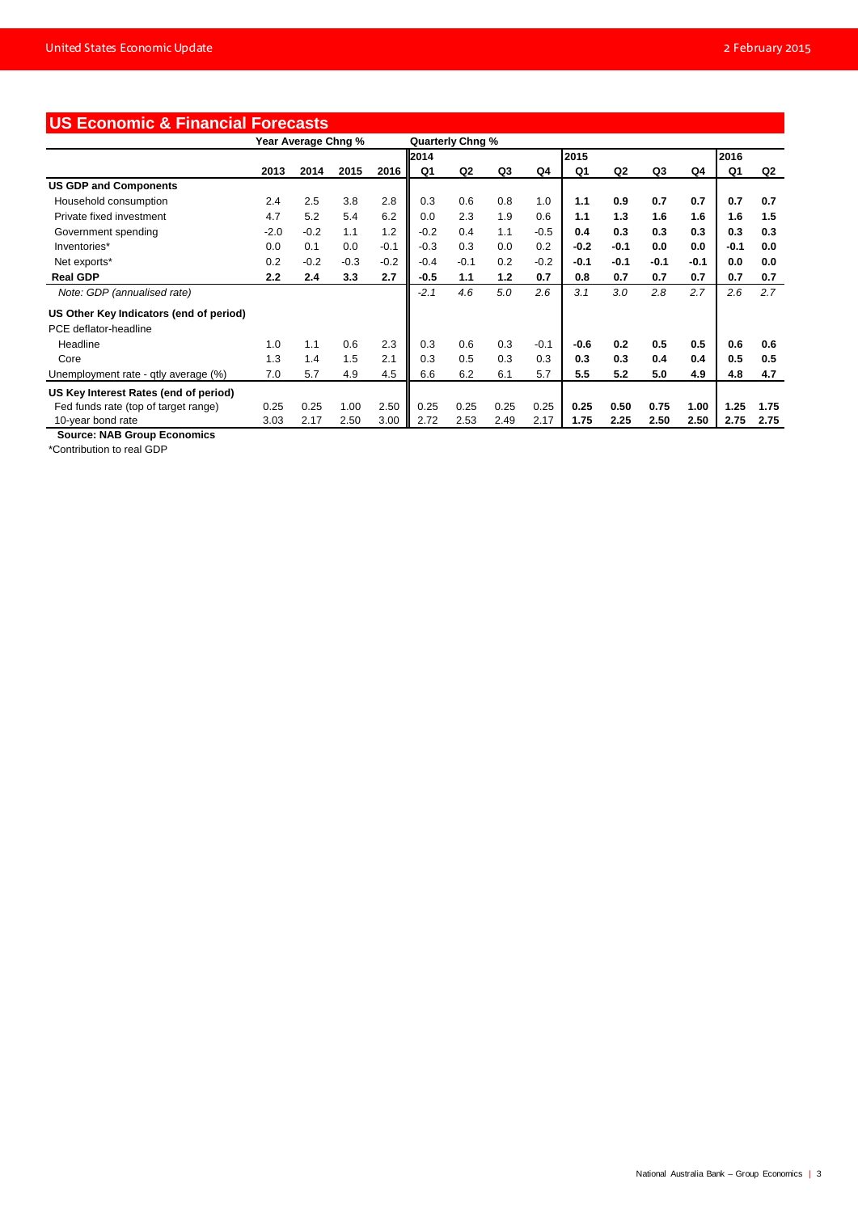## US Economic & Financial Forecasts

| | Year Average Chng % | | | | Quarterly Chng % | | | | | | | | | |
|---|---|---|---|---|---|---|---|---|---|---|---|---|---|---|
| | | | | | 2014 | | | | 2015 | | | | 2016 | |
| | 2013 | 2014 | 2015 | 2016 | Q1 | Q2 | Q3 | Q4 | Q1 | Q2 | Q3 | Q4 | Q1 | Q2 |
| **US GDP and Components** | | | | | | | | | | | | | | |
| Household consumption | 2.4 | 2.5 | 3.8 | 2.8 | 0.3 | 0.6 | 0.8 | 1.0 | **1.1** | **0.9** | **0.7** | **0.7** | **0.7** | **0.7** |
| Private fixed investment | 4.7 | 5.2 | 5.4 | 6.2 | 0.0 | 2.3 | 1.9 | 0.6 | **1.1** | **1.3** | **1.6** | **1.6** | **1.6** | **1.5** |
| Government spending | -2.0 | -0.2 | 1.1 | 1.2 | -0.2 | 0.4 | 1.1 | -0.5 | **0.4** | **0.3** | **0.3** | **0.3** | **0.3** | **0.3** |
| Inventories* | 0.0 | 0.1 | 0.0 | -0.1 | -0.3 | 0.3 | 0.0 | 0.2 | **-0.2** | **-0.1** | **0.0** | **0.0** | **-0.1** | **0.0** |
| Net exports* | 0.2 | -0.2 | -0.3 | -0.2 | -0.4 | -0.1 | 0.2 | -0.2 | **-0.1** | **-0.1** | **-0.1** | **-0.1** | **0.0** | **0.0** |
| **Real GDP** | **2.2** | **2.4** | **3.3** | **2.7** | **-0.5** | **1.1** | **1.2** | **0.7** | **0.8** | **0.7** | **0.7** | **0.7** | **0.7** | **0.7** |
| *Note: GDP (annualised rate)* | | | | | *-2.1* | *4.6* | *5.0* | *2.6* | *3.1* | *3.0* | *2.8* | *2.7* | *2.6* | *2.7* |
| **US Other Key Indicators (end of period)** | | | | | | | | | | | | | | |
| PCE deflator-headline | | | | | | | | | | | | | | |
| Headline | 1.0 | 1.1 | 0.6 | 2.3 | 0.3 | 0.6 | 0.3 | -0.1 | **-0.6** | **0.2** | **0.5** | **0.5** | **0.6** | **0.6** |
| Core | 1.3 | 1.4 | 1.5 | 2.1 | 0.3 | 0.5 | 0.3 | 0.3 | **0.3** | **0.3** | **0.4** | **0.4** | **0.5** | **0.5** |
| Unemployment rate - qtly average (%) | 7.0 | 5.7 | 4.9 | 4.5 | 6.6 | 6.2 | 6.1 | 5.7 | **5.5** | **5.2** | **5.0** | **4.9** | **4.8** | **4.7** |
| **US Key Interest Rates (end of period)** | | | | | | | | | | | | | | |
| Fed funds rate (top of target range) | 0.25 | 0.25 | 1.00 | 2.50 | 0.25 | 0.25 | 0.25 | 0.25 | **0.25** | **0.50** | **0.75** | **1.00** | **1.25** | **1.75** |
| 10-year bond rate | 3.03 | 2.17 | 2.50 | 3.00 | 2.72 | 2.53 | 2.49 | 2.17 | **1.75** | **2.25** | **2.50** | **2.50** | **2.75** | **2.75** |

**Source: NAB Group Economics**

*Contribution to real GDP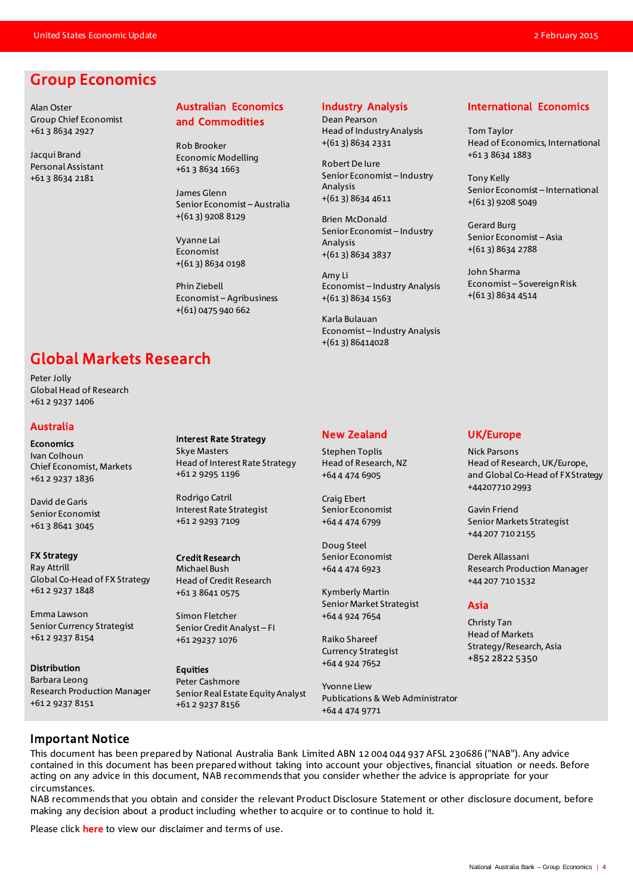# Group Economics

Alan Oster
Group Chief Economist
+61 3 8634 2927

Jacqui Brand
Personal Assistant
+61 3 8634 2181

## Australian Economics and Commodities

Rob Brooker
Economic Modelling
+61 3 8634 1663

James Glenn
Senior Economist – Australia
+(61 3) 9208 8129

Vyanne Lai
Economist
+(61 3) 8634 0198

Phin Ziebell
Economist – Agribusiness
+(61) 0475 940 662

## Industry Analysis

Dean Pearson
Head of Industry Analysis
+(61 3) 8634 2331

Robert De Iure
Senior Economist – Industry Analysis
+(61 3) 8634 4611

Brien McDonald
Senior Economist – Industry Analysis
+(61 3) 8634 3837

Amy Li
Economist – Industry Analysis
+(61 3) 8634 1563

Karla Bulauan
Economist – Industry Analysis
+(61 3) 86414028

## International Economics

Tom Taylor
Head of Economics, International
+61 3 8634 1883

Tony Kelly
Senior Economist – International
+(61 3) 9208 5049

Gerard Burg
Senior Economist – Asia
+(61 3) 8634 2788

John Sharma
Economist – Sovereign Risk
+(61 3) 8634 4514

# Global Markets Research

Peter Jolly
Global Head of Research
+61 2 9237 1406

## Australia

**Economics**
Ivan Colhoun
Chief Economist, Markets
+61 2 9237 1836

David de Garis
Senior Economist
+61 3 8641 3045

**FX Strategy**
Ray Attrill
Global Co-Head of FX Strategy
+61 2 9237 1848

Emma Lawson
Senior Currency Strategist
+61 2 9237 8154

**Distribution**
Barbara Leong
Research Production Manager
+61 2 9237 8151

**Interest Rate Strategy**
Skye Masters
Head of Interest Rate Strategy
+61 2 9295 1196

Rodrigo Catril
Interest Rate Strategist
+61 2 9293 7109

**Credit Research**
Michael Bush
Head of Credit Research
+61 3 8641 0575

Simon Fletcher
Senior Credit Analyst – FI
+61 29237 1076

**Equities**
Peter Cashmore
Senior Real Estate Equity Analyst
+61 2 9237 8156

## New Zealand

Stephen Toplis
Head of Research, NZ
+64 4 474 6905

Craig Ebert
Senior Economist
+64 4 474 6799

Doug Steel
Senior Economist
+64 4 474 6923

Kymberly Martin
Senior Market Strategist
+64 4 924 7654

Raiko Shareef
Currency Strategist
+64 4 924 7652

Yvonne Liew
Publications & Web Administrator
+64 4 474 9771

## UK/Europe

Nick Parsons
Head of Research, UK/Europe, and Global Co-Head of FX Strategy
+44207710 2993

Gavin Friend
Senior Markets Strategist
+44 207 710 2155

Derek Allassani
Research Production Manager
+44 207 710 1532

## Asia

Christy Tan
Head of Markets Strategy/Research, Asia
+852 2822 5350

## Important Notice

This document has been prepared by National Australia Bank Limited ABN 12 004 044 937 AFSL 230686 ("NAB"). Any advice contained in this document has been prepared without taking into account your objectives, financial situation or needs. Before acting on any advice in this document, NAB recommends that you consider whether the advice is appropriate for your circumstances.
NAB recommends that you obtain and consider the relevant Product Disclosure Statement or other disclosure document, before making any decision about a product including whether to acquire or to continue to hold it.

Please click **here** to view our disclaimer and terms of use.